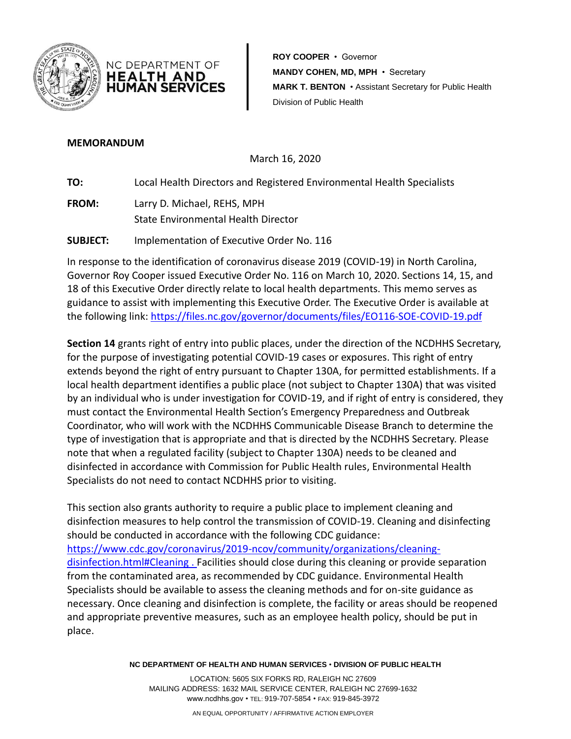NC DEPARTMENT OF **HEALTH AND HUMAN SERVICES**

**ROY COOPER** • Governor
**MANDY COHEN, MD, MPH** • Secretary
**MARK T. BENTON** • Assistant Secretary for Public Health
Division of Public Health

**MEMORANDUM**

March 16, 2020

**TO:** Local Health Directors and Registered Environmental Health Specialists

**FROM:** Larry D. Michael, REHS, MPH
State Environmental Health Director

**SUBJECT:** Implementation of Executive Order No. 116

In response to the identification of coronavirus disease 2019 (COVID-19) in North Carolina, Governor Roy Cooper issued Executive Order No. 116 on March 10, 2020. Sections 14, 15, and 18 of this Executive Order directly relate to local health departments. This memo serves as guidance to assist with implementing this Executive Order. The Executive Order is available at the following link: https://files.nc.gov/governor/documents/files/EO116-SOE-COVID-19.pdf

**Section 14** grants right of entry into public places, under the direction of the NCDHHS Secretary, for the purpose of investigating potential COVID-19 cases or exposures. This right of entry extends beyond the right of entry pursuant to Chapter 130A, for permitted establishments. If a local health department identifies a public place (not subject to Chapter 130A) that was visited by an individual who is under investigation for COVID-19, and if right of entry is considered, they must contact the Environmental Health Section's Emergency Preparedness and Outbreak Coordinator, who will work with the NCDHHS Communicable Disease Branch to determine the type of investigation that is appropriate and that is directed by the NCDHHS Secretary. Please note that when a regulated facility (subject to Chapter 130A) needs to be cleaned and disinfected in accordance with Commission for Public Health rules, Environmental Health Specialists do not need to contact NCDHHS prior to visiting.

This section also grants authority to require a public place to implement cleaning and disinfection measures to help control the transmission of COVID-19. Cleaning and disinfecting should be conducted in accordance with the following CDC guidance: https://www.cdc.gov/coronavirus/2019-ncov/community/organizations/cleaning-disinfection.html#Cleaning . Facilities should close during this cleaning or provide separation from the contaminated area, as recommended by CDC guidance. Environmental Health Specialists should be available to assess the cleaning methods and for on-site guidance as necessary. Once cleaning and disinfection is complete, the facility or areas should be reopened and appropriate preventive measures, such as an employee health policy, should be put in place.

**NC DEPARTMENT OF HEALTH AND HUMAN SERVICES** • **DIVISION OF PUBLIC HEALTH**

LOCATION: 5605 SIX FORKS RD, RALEIGH NC 27609
MAILING ADDRESS: 1632 MAIL SERVICE CENTER, RALEIGH NC 27699-1632
www.ncdhhs.gov • TEL: 919-707-5854 • FAX: 919-845-3972

AN EQUAL OPPORTUNITY / AFFIRMATIVE ACTION EMPLOYER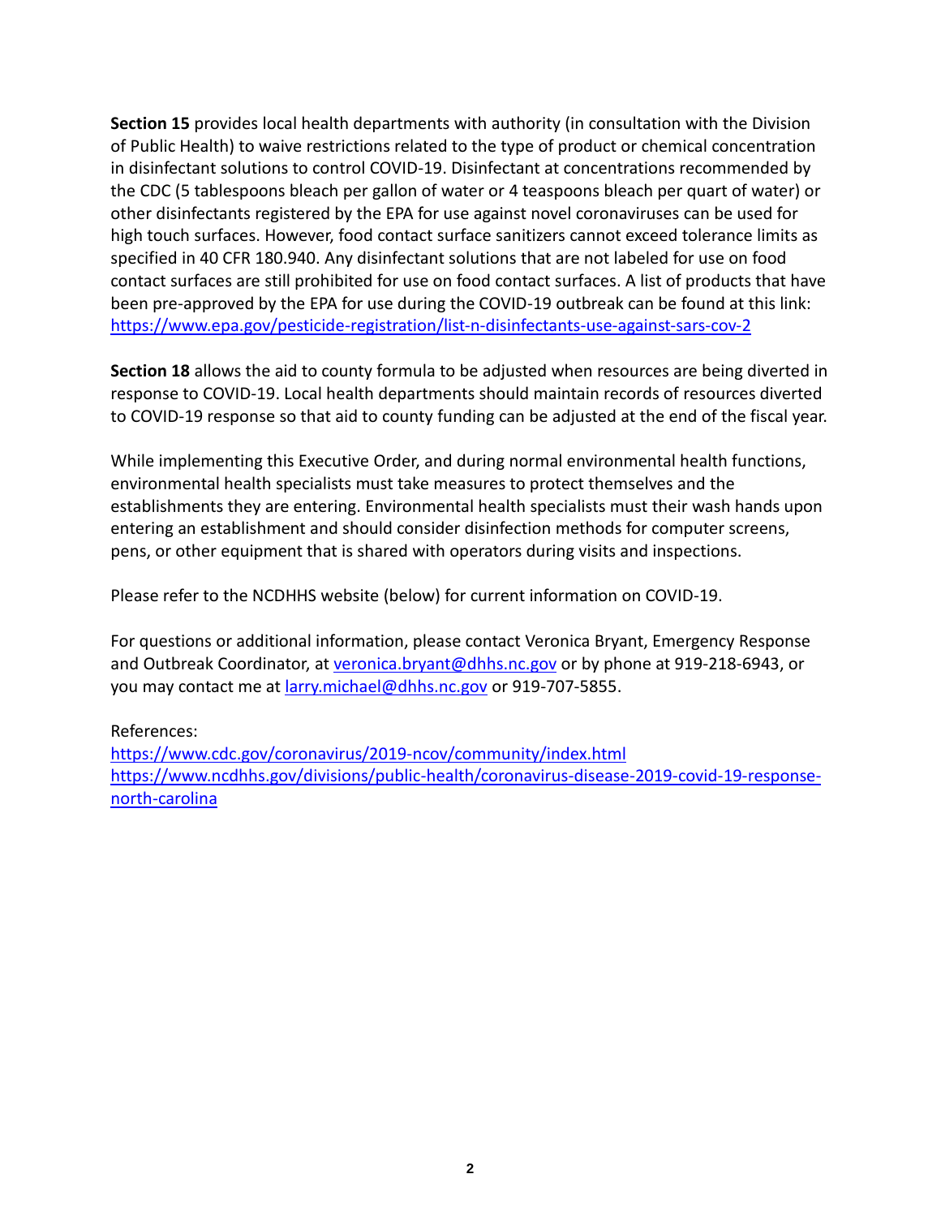**Section 15** provides local health departments with authority (in consultation with the Division of Public Health) to waive restrictions related to the type of product or chemical concentration in disinfectant solutions to control COVID-19. Disinfectant at concentrations recommended by the CDC (5 tablespoons bleach per gallon of water or 4 teaspoons bleach per quart of water) or other disinfectants registered by the EPA for use against novel coronaviruses can be used for high touch surfaces. However, food contact surface sanitizers cannot exceed tolerance limits as specified in 40 CFR 180.940. Any disinfectant solutions that are not labeled for use on food contact surfaces are still prohibited for use on food contact surfaces. A list of products that have been pre-approved by the EPA for use during the COVID-19 outbreak can be found at this link: https://www.epa.gov/pesticide-registration/list-n-disinfectants-use-against-sars-cov-2

**Section 18** allows the aid to county formula to be adjusted when resources are being diverted in response to COVID-19. Local health departments should maintain records of resources diverted to COVID-19 response so that aid to county funding can be adjusted at the end of the fiscal year.

While implementing this Executive Order, and during normal environmental health functions, environmental health specialists must take measures to protect themselves and the establishments they are entering. Environmental health specialists must their wash hands upon entering an establishment and should consider disinfection methods for computer screens, pens, or other equipment that is shared with operators during visits and inspections.

Please refer to the NCDHHS website (below) for current information on COVID-19.

For questions or additional information, please contact Veronica Bryant, Emergency Response and Outbreak Coordinator, at veronica.bryant@dhhs.nc.gov or by phone at 919-218-6943, or you may contact me at larry.michael@dhhs.nc.gov or 919-707-5855.

References:
https://www.cdc.gov/coronavirus/2019-ncov/community/index.html
https://www.ncdhhs.gov/divisions/public-health/coronavirus-disease-2019-covid-19-response-north-carolina